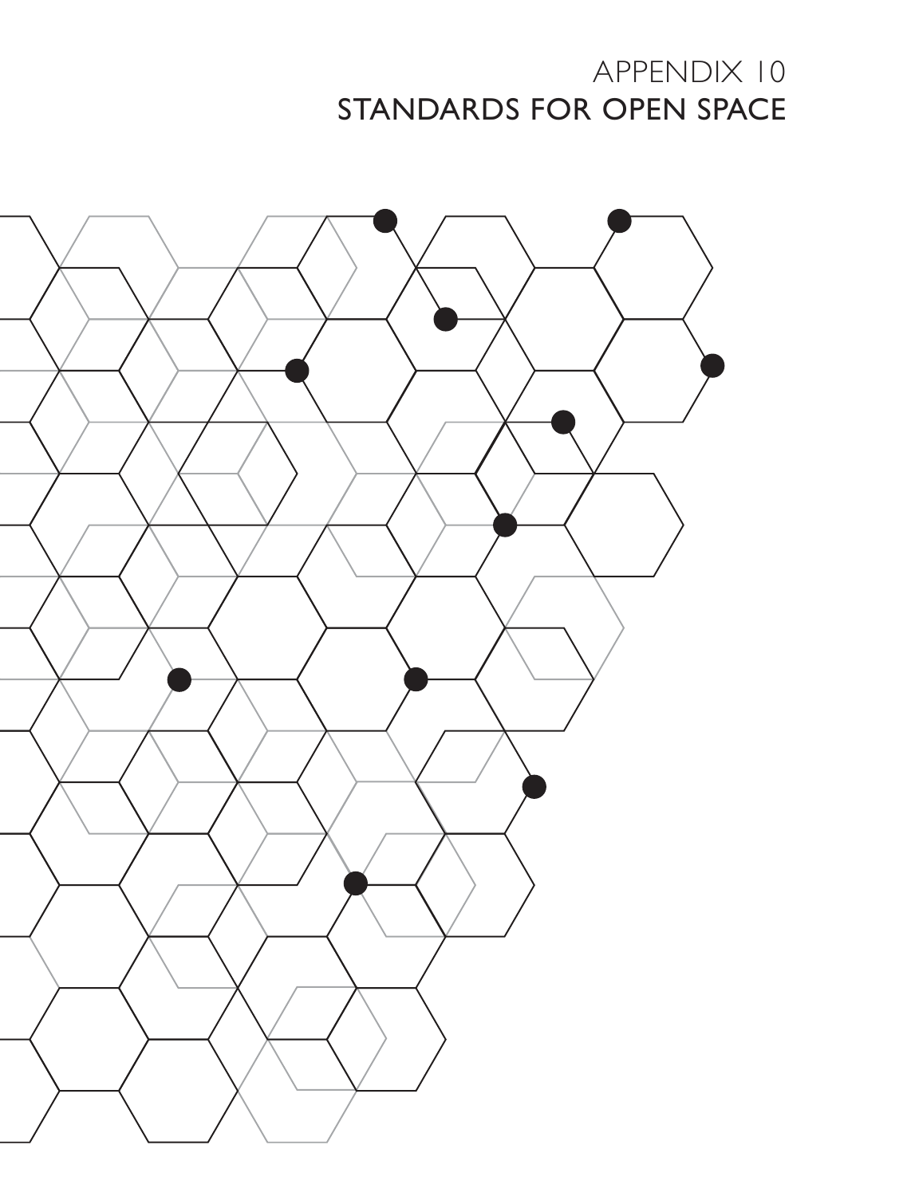# APPENDIX 10
# STANDARDS FOR OPEN SPACE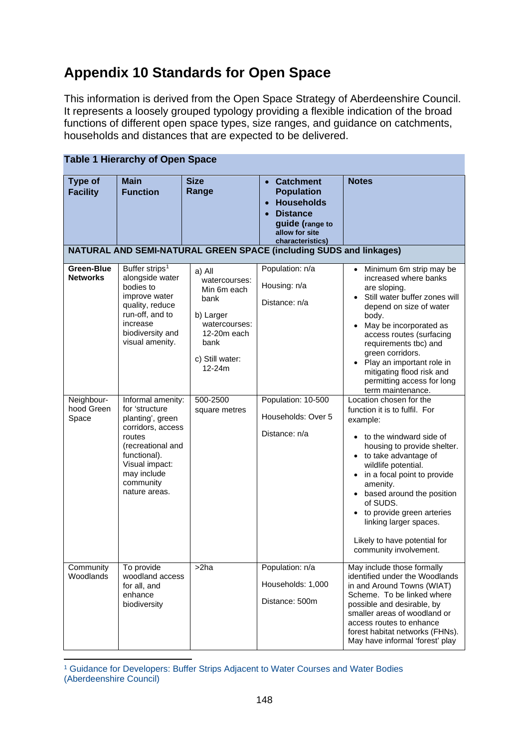# Appendix 10 Standards for Open Space

This information is derived from the Open Space Strategy of Aberdeenshire Council. It represents a loosely grouped typology providing a flexible indication of the broad functions of different open space types, size ranges, and guidance on catchments, households and distances that are expected to be delivered.

**Table 1 Hierarchy of Open Space**

| Type of Facility | Main Function | Size Range | • Catchment Population • Households • Distance guide (range to allow for site characteristics) | Notes |
|---|---|---|---|---|
| **NATURAL AND SEMI-NATURAL GREEN SPACE (including SUDS and linkages)** | | | | |
| **Green-Blue Networks** | Buffer strips[1] alongside water bodies to improve water quality, reduce run-off, and to increase biodiversity and visual amenity. | a) All watercourses: Min 6m each bank<br><br>b) Larger watercourses: 12-20m each bank<br><br>c) Still water: 12-24m | Population: n/a<br><br>Housing: n/a<br><br>Distance: n/a | • Minimum 6m strip may be increased where banks are sloping.<br>• Still water buffer zones will depend on size of water body.<br>• May be incorporated as access routes (surfacing requirements tbc) and green corridors.<br>• Play an important role in mitigating flood risk and permitting access for long term maintenance. |
| Neighbour-hood Green Space | Informal amenity: for 'structure planting', green corridors, access routes (recreational and functional). Visual impact: may include community nature areas. | 500-2500 square metres | Population: 10-500<br><br>Households: Over 5<br><br>Distance: n/a | Location chosen for the function it is to fulfil. For example:<br><br>• to the windward side of housing to provide shelter.<br>• to take advantage of wildlife potential.<br>• in a focal point to provide amenity.<br>• based around the position of SUDS.<br>• to provide green arteries linking larger spaces.<br><br>Likely to have potential for community involvement. |
| Community Woodlands | To provide woodland access for all, and enhance biodiversity | >2ha | Population: n/a<br><br>Households: 1,000<br><br>Distance: 500m | May include those formally identified under the Woodlands in and Around Towns (WIAT) Scheme. To be linked where possible and desirable, by smaller areas of woodland or access routes to enhance forest habitat networks (FHNs). May have informal 'forest' play |

[1] Guidance for Developers: Buffer Strips Adjacent to Water Courses and Water Bodies (Aberdeenshire Council)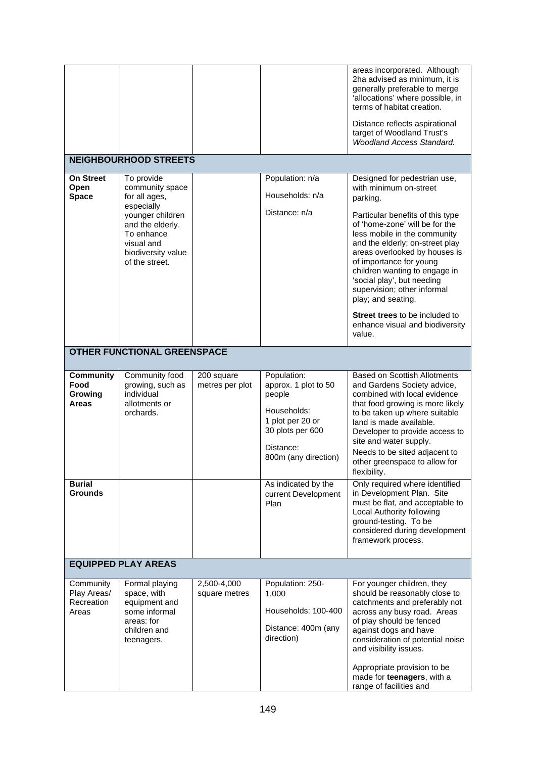| | | | | |
|---|---|---|---|---|
| | | | | areas incorporated. Although 2ha advised as minimum, it is generally preferable to merge 'allocations' where possible, in terms of habitat creation.<br><br>Distance reflects aspirational target of Woodland Trust's *Woodland Access Standard.* |
| **NEIGHBOURHOOD STREETS** | | | | |
| **On Street Open Space** | To provide community space for all ages, especially younger children and the elderly. To enhance visual and biodiversity value of the street. | | Population: n/a<br><br>Households: n/a<br><br>Distance: n/a | Designed for pedestrian use, with minimum on-street parking.<br><br>Particular benefits of this type of 'home-zone' will be for the less mobile in the community and the elderly; on-street play areas overlooked by houses is of importance for young children wanting to engage in 'social play', but needing supervision; other informal play; and seating.<br><br>**Street trees** to be included to enhance visual and biodiversity value. |
| **OTHER FUNCTIONAL GREENSPACE** | | | | |
| **Community Food Growing Areas** | Community food growing, such as individual allotments or orchards. | 200 square metres per plot | Population: approx. 1 plot to 50 people<br><br>Households: 1 plot per 20 or 30 plots per 600<br><br>Distance: 800m (any direction) | Based on Scottish Allotments and Gardens Society advice, combined with local evidence that food growing is more likely to be taken up where suitable land is made available. Developer to provide access to site and water supply.<br>Needs to be sited adjacent to other greenspace to allow for flexibility. |
| **Burial Grounds** | | | As indicated by the current Development Plan | Only required where identified in Development Plan. Site must be flat, and acceptable to Local Authority following ground-testing. To be considered during development framework process. |
| **EQUIPPED PLAY AREAS** | | | | |
| Community Play Areas/ Recreation Areas | Formal playing space, with equipment and some informal areas: for children and teenagers. | 2,500-4,000 square metres | Population: 250-1,000<br><br>Households: 100-400<br><br>Distance: 400m (any direction) | For younger children, they should be reasonably close to catchments and preferably not across any busy road. Areas of play should be fenced against dogs and have consideration of potential noise and visibility issues.<br><br>Appropriate provision to be made for **teenagers**, with a range of facilities and |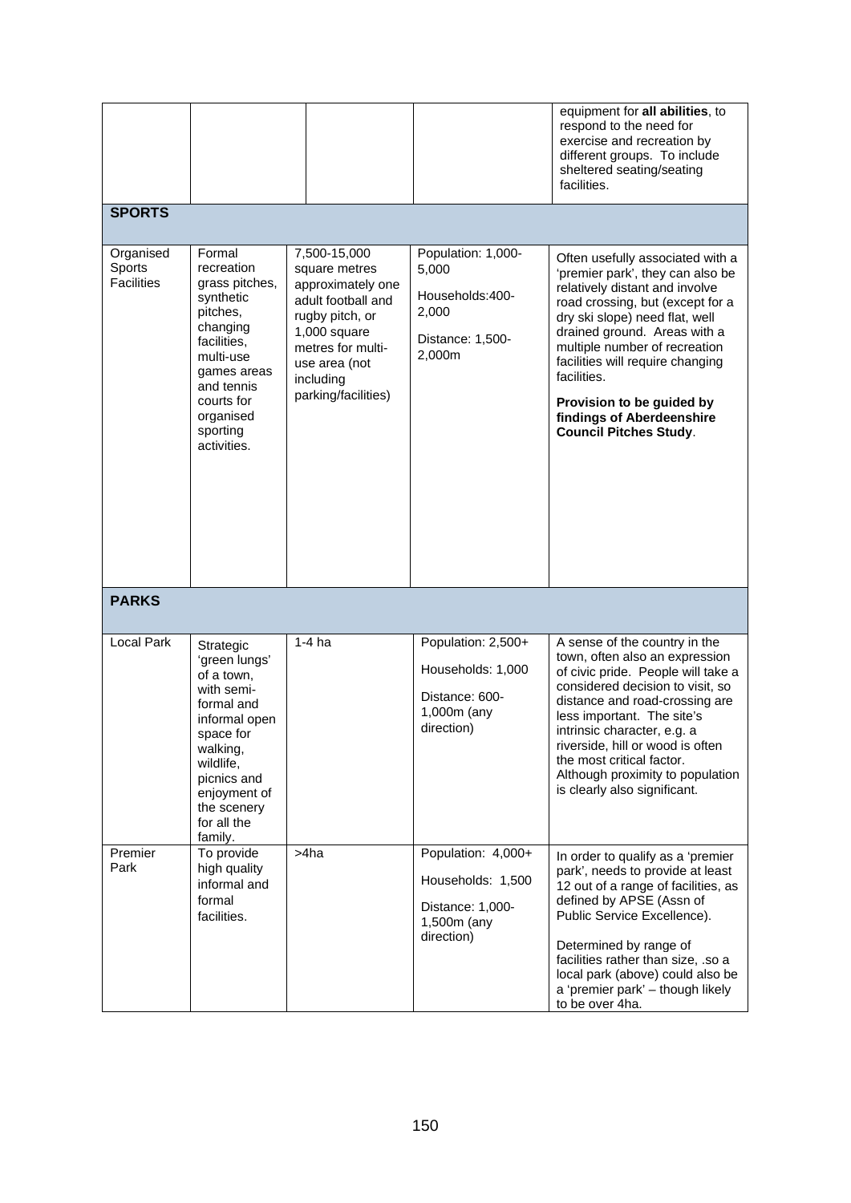| | | | | |
|---|---|---|---|---|
| | | | | equipment for **all abilities**, to respond to the need for exercise and recreation by different groups. To include sheltered seating/seating facilities. |
| **SPORTS** | | | | |
| Organised Sports Facilities | Formal recreation grass pitches, synthetic pitches, changing facilities, multi-use games areas and tennis courts for organised sporting activities. | 7,500-15,000 square metres approximately one adult football and rugby pitch, or 1,000 square metres for multi-use area (not including parking/facilities) | Population: 1,000-5,000<br><br>Households:400-2,000<br><br>Distance: 1,500-2,000m | Often usefully associated with a 'premier park', they can also be relatively distant and involve road crossing, but (except for a dry ski slope) need flat, well drained ground. Areas with a multiple number of recreation facilities will require changing facilities.<br><br>**Provision to be guided by findings of Aberdeenshire Council Pitches Study**. |
| **PARKS** | | | | |
| Local Park | Strategic 'green lungs' of a town, with semi-formal and informal open space for walking, wildlife, picnics and enjoyment of the scenery for all the family. | 1-4 ha | Population: 2,500+<br><br>Households: 1,000<br><br>Distance: 600-1,000m (any direction) | A sense of the country in the town, often also an expression of civic pride. People will take a considered decision to visit, so distance and road-crossing are less important. The site's intrinsic character, e.g. a riverside, hill or wood is often the most critical factor. Although proximity to population is clearly also significant. |
| Premier Park | To provide high quality informal and formal facilities. | >4ha | Population: 4,000+<br><br>Households: 1,500<br><br>Distance: 1,000-1,500m (any direction) | In order to qualify as a 'premier park', needs to provide at least 12 out of a range of facilities, as defined by APSE (Assn of Public Service Excellence).<br><br>Determined by range of facilities rather than size, .so a local park (above) could also be a 'premier park' – though likely to be over 4ha. |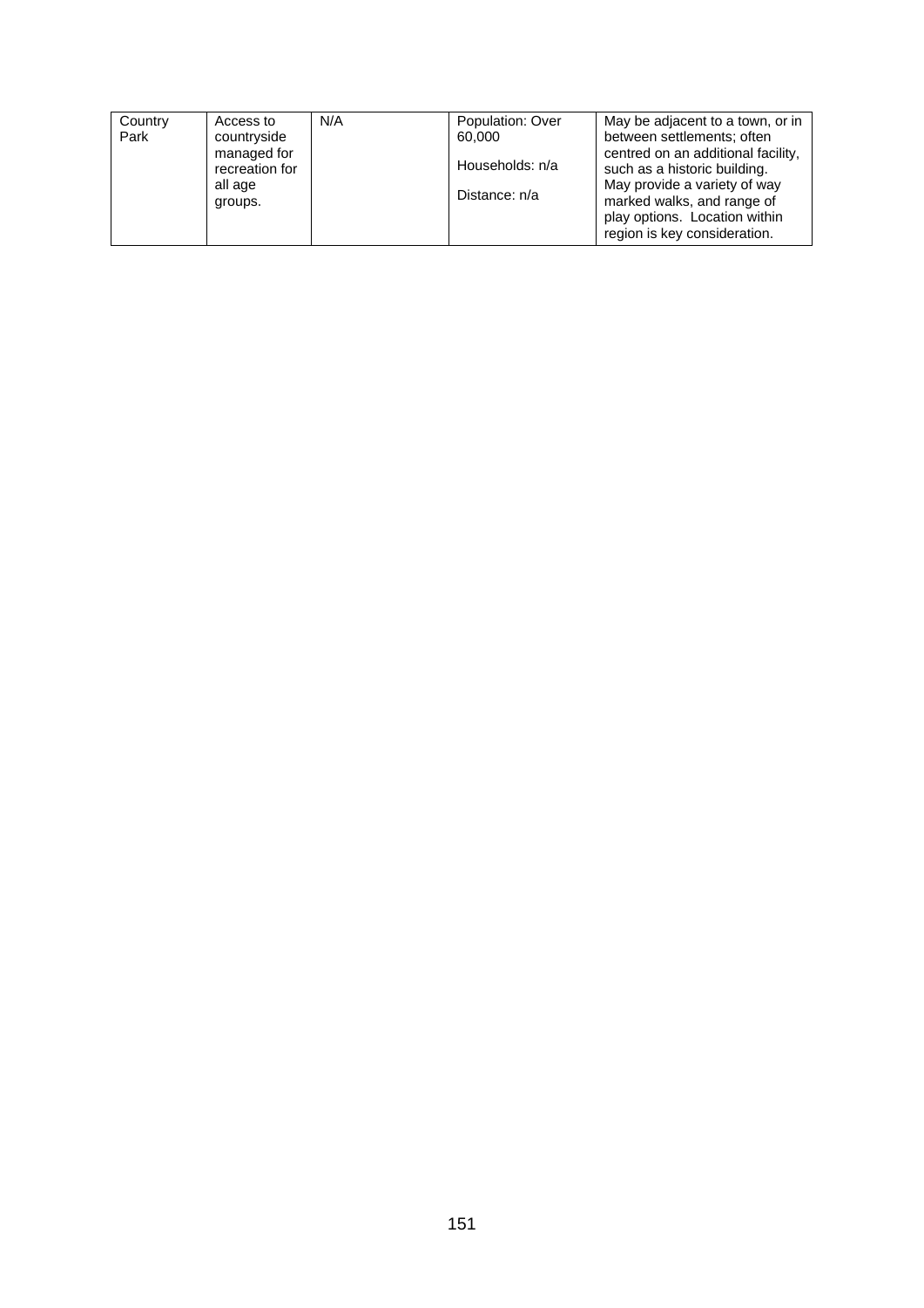| | | | | |
|---|---|---|---|---|
| Country Park | Access to countryside managed for recreation for all age groups. | N/A | Population: Over 60,000<br><br>Households: n/a<br><br>Distance: n/a | May be adjacent to a town, or in between settlements; often centred on an additional facility, such as a historic building. May provide a variety of way marked walks, and range of play options. Location within region is key consideration. |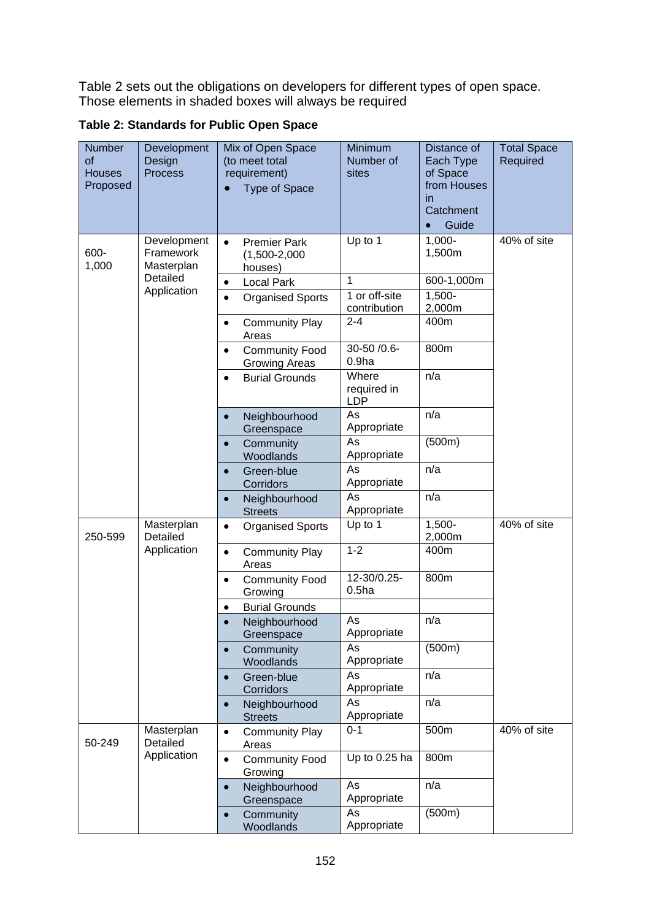Table 2 sets out the obligations on developers for different types of open space. Those elements in shaded boxes will always be required

**Table 2: Standards for Public Open Space**

| Number of Houses Proposed | Development Design Process | Mix of Open Space (to meet total requirement) • Type of Space | Minimum Number of sites | Distance of Each Type of Space from Houses in Catchment • Guide | Total Space Required |
|---|---|---|---|---|---|
| 600-1,000 | Development Framework Masterplan Detailed Application | • Premier Park (1,500-2,000 houses) | Up to 1 | 1,000-1,500m | 40% of site |
| | | • Local Park | 1 | 600-1,000m | |
| | | • Organised Sports | 1 or off-site contribution | 1,500-2,000m | |
| | | • Community Play Areas | 2-4 | 400m | |
| | | • Community Food Growing Areas | 30-50 /0.6-0.9ha | 800m | |
| | | • Burial Grounds | Where required in LDP | n/a | |
| | | • Neighbourhood Greenspace | As Appropriate | n/a | |
| | | • Community Woodlands | As Appropriate | (500m) | |
| | | • Green-blue Corridors | As Appropriate | n/a | |
| | | • Neighbourhood Streets | As Appropriate | n/a | |
| 250-599 | Masterplan Detailed Application | • Organised Sports | Up to 1 | 1,500-2,000m | 40% of site |
| | | • Community Play Areas | 1-2 | 400m | |
| | | • Community Food Growing | 12-30/0.25-0.5ha | 800m | |
| | | • Burial Grounds | | | |
| | | • Neighbourhood Greenspace | As Appropriate | n/a | |
| | | • Community Woodlands | As Appropriate | (500m) | |
| | | • Green-blue Corridors | As Appropriate | n/a | |
| | | • Neighbourhood Streets | As Appropriate | n/a | |
| 50-249 | Masterplan Detailed Application | • Community Play Areas | 0-1 | 500m | 40% of site |
| | | • Community Food Growing | Up to 0.25 ha | 800m | |
| | | • Neighbourhood Greenspace | As Appropriate | n/a | |
| | | • Community Woodlands | As Appropriate | (500m) | |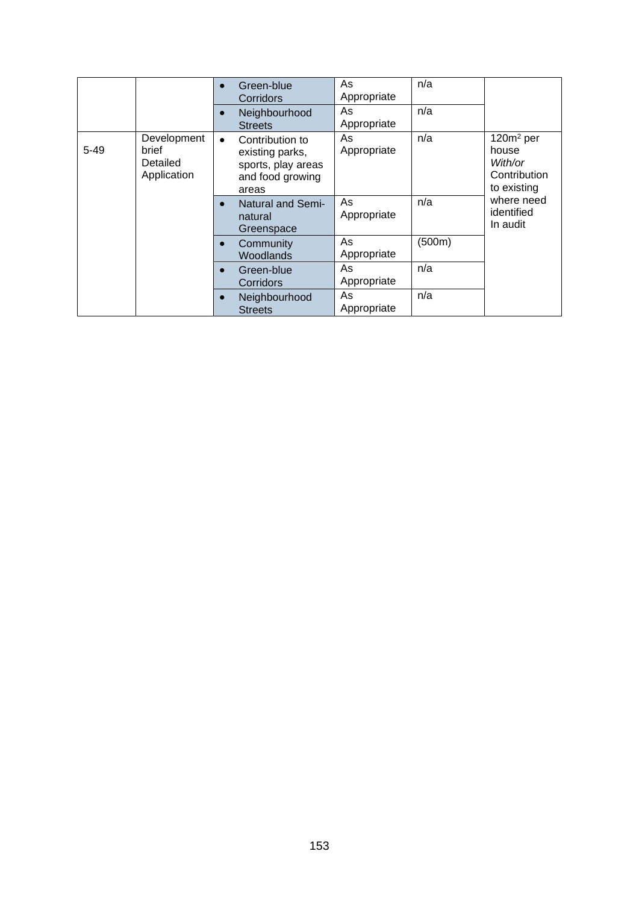| | | | | | |
|---|---|---|---|---|---|
| | | • Green-blue Corridors | As Appropriate | n/a | |
| | | • Neighbourhood Streets | As Appropriate | n/a | |
| 5-49 | Development brief Detailed Application | • Contribution to existing parks, sports, play areas and food growing areas | As Appropriate | n/a | 120m$^2$ per house *With/or* Contribution to existing where need identified In audit |
| | | • Natural and Semi-natural Greenspace | As Appropriate | n/a | |
| | | • Community Woodlands | As Appropriate | (500m) | |
| | | • Green-blue Corridors | As Appropriate | n/a | |
| | | • Neighbourhood Streets | As Appropriate | n/a | |